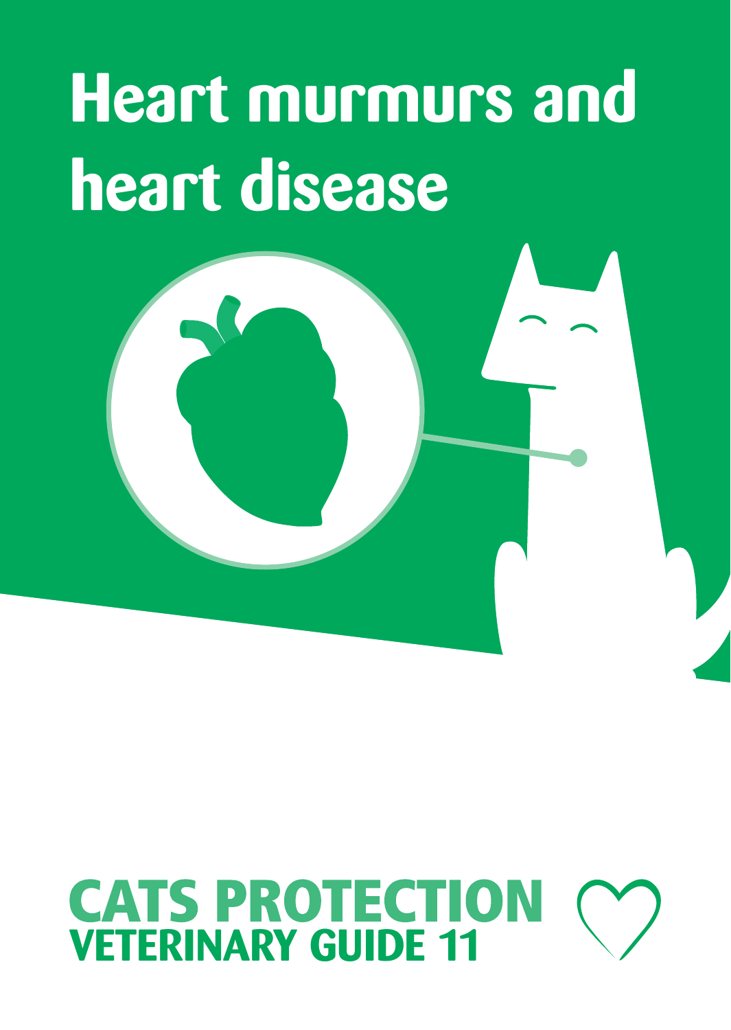# Heart murmurs and heart disease

**CATS PROTECTION**
**VETERINARY GUIDE 11**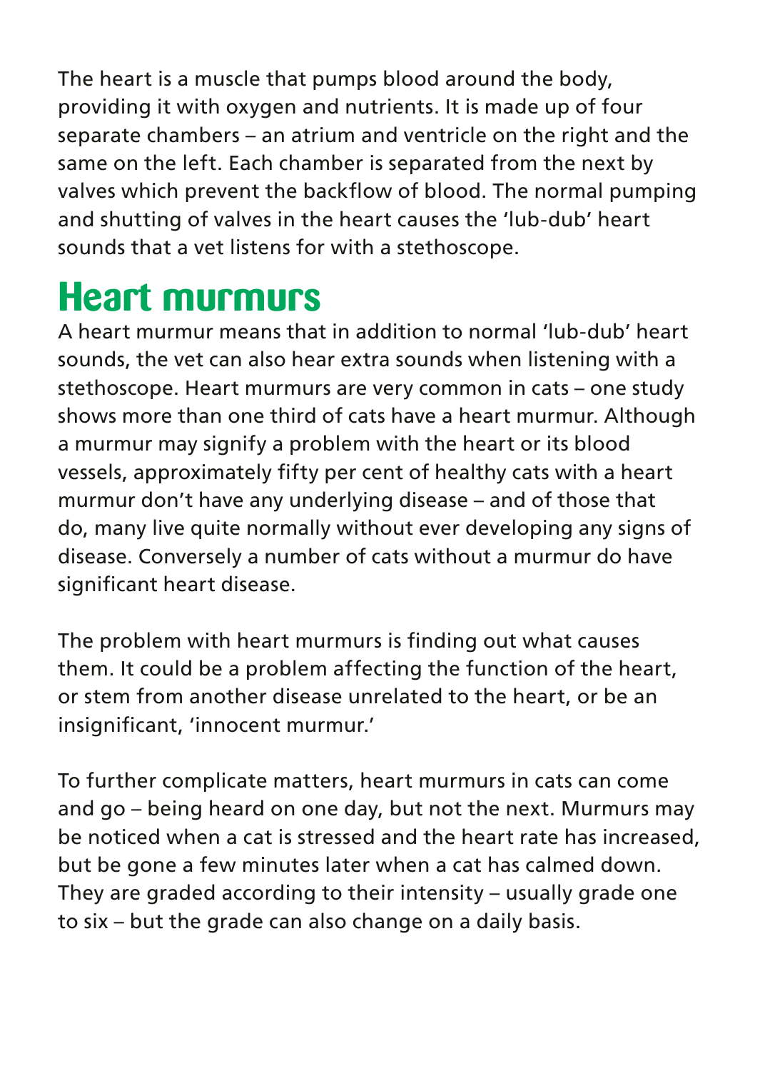The heart is a muscle that pumps blood around the body, providing it with oxygen and nutrients. It is made up of four separate chambers – an atrium and ventricle on the right and the same on the left. Each chamber is separated from the next by valves which prevent the backflow of blood. The normal pumping and shutting of valves in the heart causes the 'lub-dub' heart sounds that a vet listens for with a stethoscope.

## Heart murmurs

A heart murmur means that in addition to normal 'lub-dub' heart sounds, the vet can also hear extra sounds when listening with a stethoscope. Heart murmurs are very common in cats – one study shows more than one third of cats have a heart murmur. Although a murmur may signify a problem with the heart or its blood vessels, approximately fifty per cent of healthy cats with a heart murmur don't have any underlying disease – and of those that do, many live quite normally without ever developing any signs of disease. Conversely a number of cats without a murmur do have significant heart disease.

The problem with heart murmurs is finding out what causes them. It could be a problem affecting the function of the heart, or stem from another disease unrelated to the heart, or be an insignificant, 'innocent murmur.'

To further complicate matters, heart murmurs in cats can come and go – being heard on one day, but not the next. Murmurs may be noticed when a cat is stressed and the heart rate has increased, but be gone a few minutes later when a cat has calmed down. They are graded according to their intensity – usually grade one to six – but the grade can also change on a daily basis.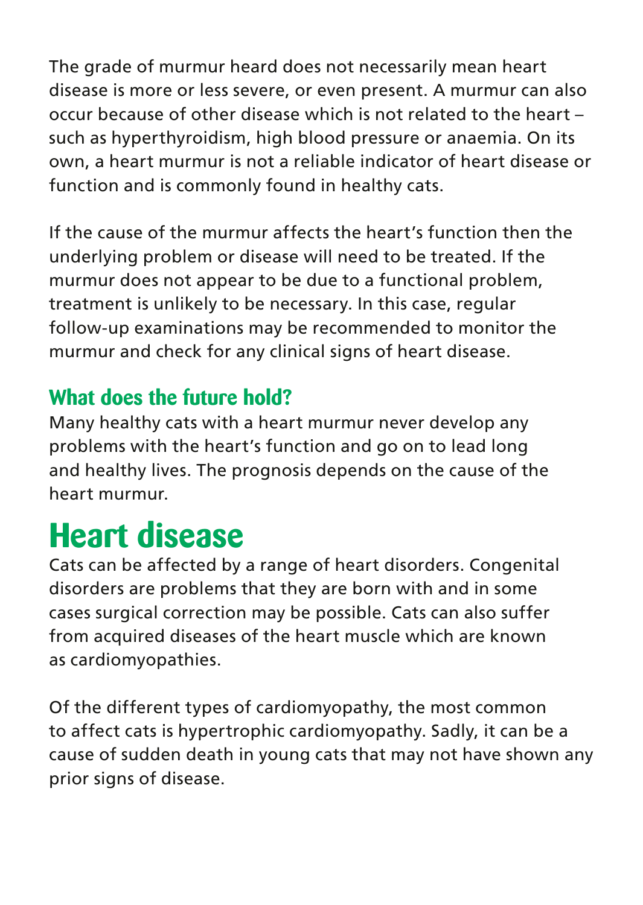The grade of murmur heard does not necessarily mean heart disease is more or less severe, or even present. A murmur can also occur because of other disease which is not related to the heart – such as hyperthyroidism, high blood pressure or anaemia. On its own, a heart murmur is not a reliable indicator of heart disease or function and is commonly found in healthy cats.

If the cause of the murmur affects the heart's function then the underlying problem or disease will need to be treated. If the murmur does not appear to be due to a functional problem, treatment is unlikely to be necessary. In this case, regular follow-up examinations may be recommended to monitor the murmur and check for any clinical signs of heart disease.

### What does the future hold?

Many healthy cats with a heart murmur never develop any problems with the heart's function and go on to lead long and healthy lives. The prognosis depends on the cause of the heart murmur.

## Heart disease

Cats can be affected by a range of heart disorders. Congenital disorders are problems that they are born with and in some cases surgical correction may be possible. Cats can also suffer from acquired diseases of the heart muscle which are known as cardiomyopathies.

Of the different types of cardiomyopathy, the most common to affect cats is hypertrophic cardiomyopathy. Sadly, it can be a cause of sudden death in young cats that may not have shown any prior signs of disease.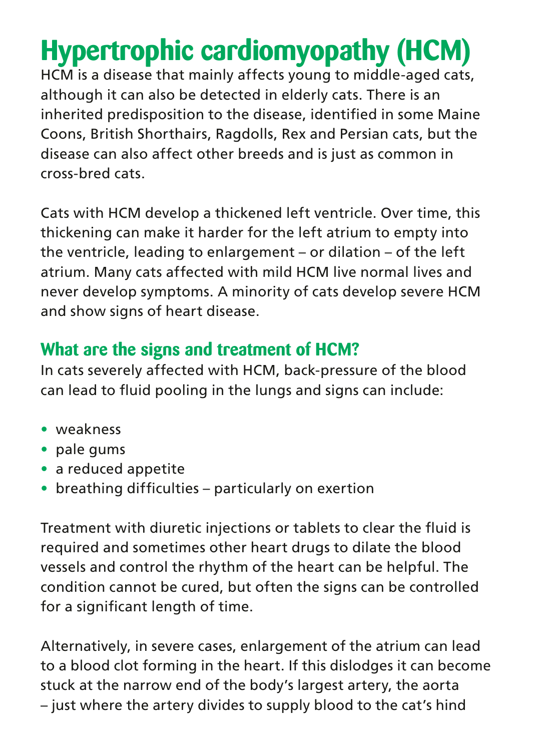# Hypertrophic cardiomyopathy (HCM)

HCM is a disease that mainly affects young to middle-aged cats, although it can also be detected in elderly cats. There is an inherited predisposition to the disease, identified in some Maine Coons, British Shorthairs, Ragdolls, Rex and Persian cats, but the disease can also affect other breeds and is just as common in cross-bred cats.

Cats with HCM develop a thickened left ventricle. Over time, this thickening can make it harder for the left atrium to empty into the ventricle, leading to enlargement – or dilation – of the left atrium. Many cats affected with mild HCM live normal lives and never develop symptoms. A minority of cats develop severe HCM and show signs of heart disease.

## What are the signs and treatment of HCM?

In cats severely affected with HCM, back-pressure of the blood can lead to fluid pooling in the lungs and signs can include:

- weakness
- pale gums
- a reduced appetite
- breathing difficulties – particularly on exertion

Treatment with diuretic injections or tablets to clear the fluid is required and sometimes other heart drugs to dilate the blood vessels and control the rhythm of the heart can be helpful. The condition cannot be cured, but often the signs can be controlled for a significant length of time.

Alternatively, in severe cases, enlargement of the atrium can lead to a blood clot forming in the heart. If this dislodges it can become stuck at the narrow end of the body's largest artery, the aorta – just where the artery divides to supply blood to the cat's hind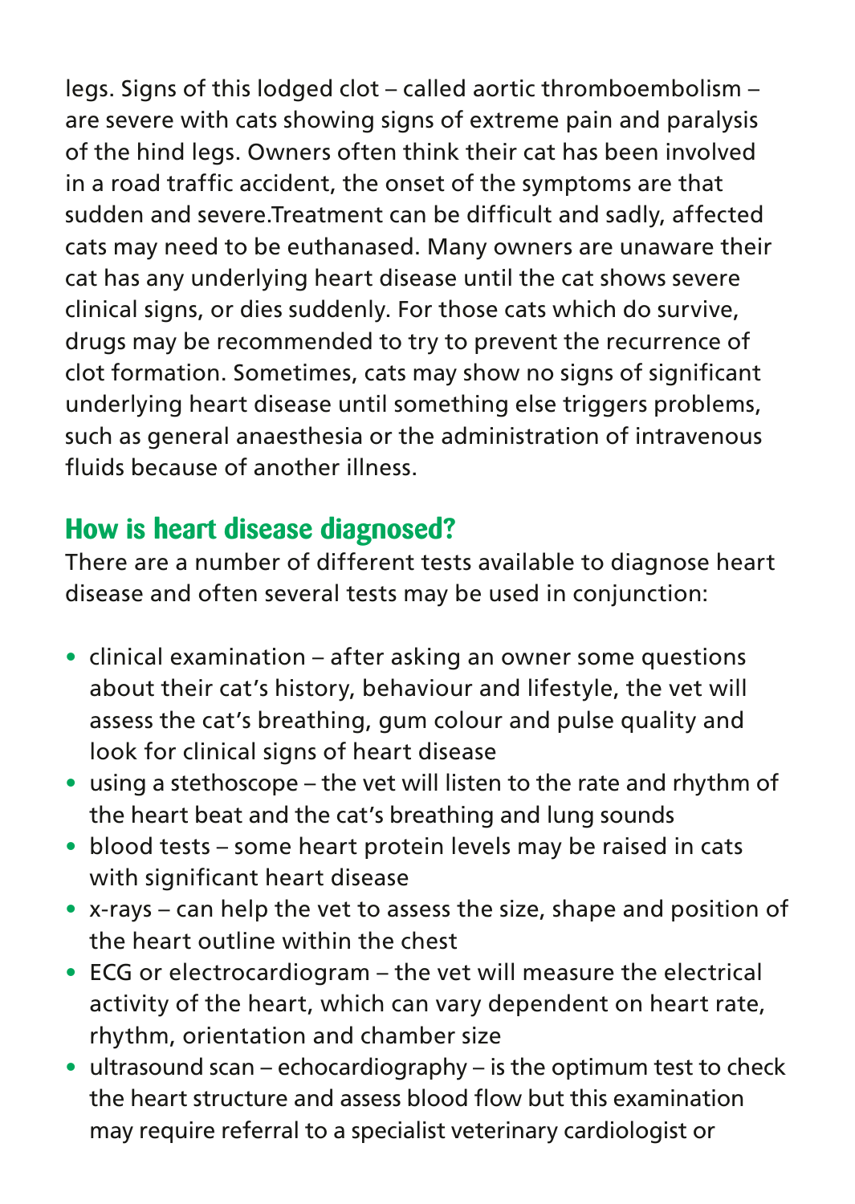legs. Signs of this lodged clot – called aortic thromboembolism – are severe with cats showing signs of extreme pain and paralysis of the hind legs. Owners often think their cat has been involved in a road traffic accident, the onset of the symptoms are that sudden and severe.Treatment can be difficult and sadly, affected cats may need to be euthanased. Many owners are unaware their cat has any underlying heart disease until the cat shows severe clinical signs, or dies suddenly. For those cats which do survive, drugs may be recommended to try to prevent the recurrence of clot formation. Sometimes, cats may show no signs of significant underlying heart disease until something else triggers problems, such as general anaesthesia or the administration of intravenous fluids because of another illness.

## How is heart disease diagnosed?

There are a number of different tests available to diagnose heart disease and often several tests may be used in conjunction:

- clinical examination – after asking an owner some questions about their cat's history, behaviour and lifestyle, the vet will assess the cat's breathing, gum colour and pulse quality and look for clinical signs of heart disease
- using a stethoscope – the vet will listen to the rate and rhythm of the heart beat and the cat's breathing and lung sounds
- blood tests – some heart protein levels may be raised in cats with significant heart disease
- x-rays – can help the vet to assess the size, shape and position of the heart outline within the chest
- ECG or electrocardiogram – the vet will measure the electrical activity of the heart, which can vary dependent on heart rate, rhythm, orientation and chamber size
- ultrasound scan – echocardiography – is the optimum test to check the heart structure and assess blood flow but this examination may require referral to a specialist veterinary cardiologist or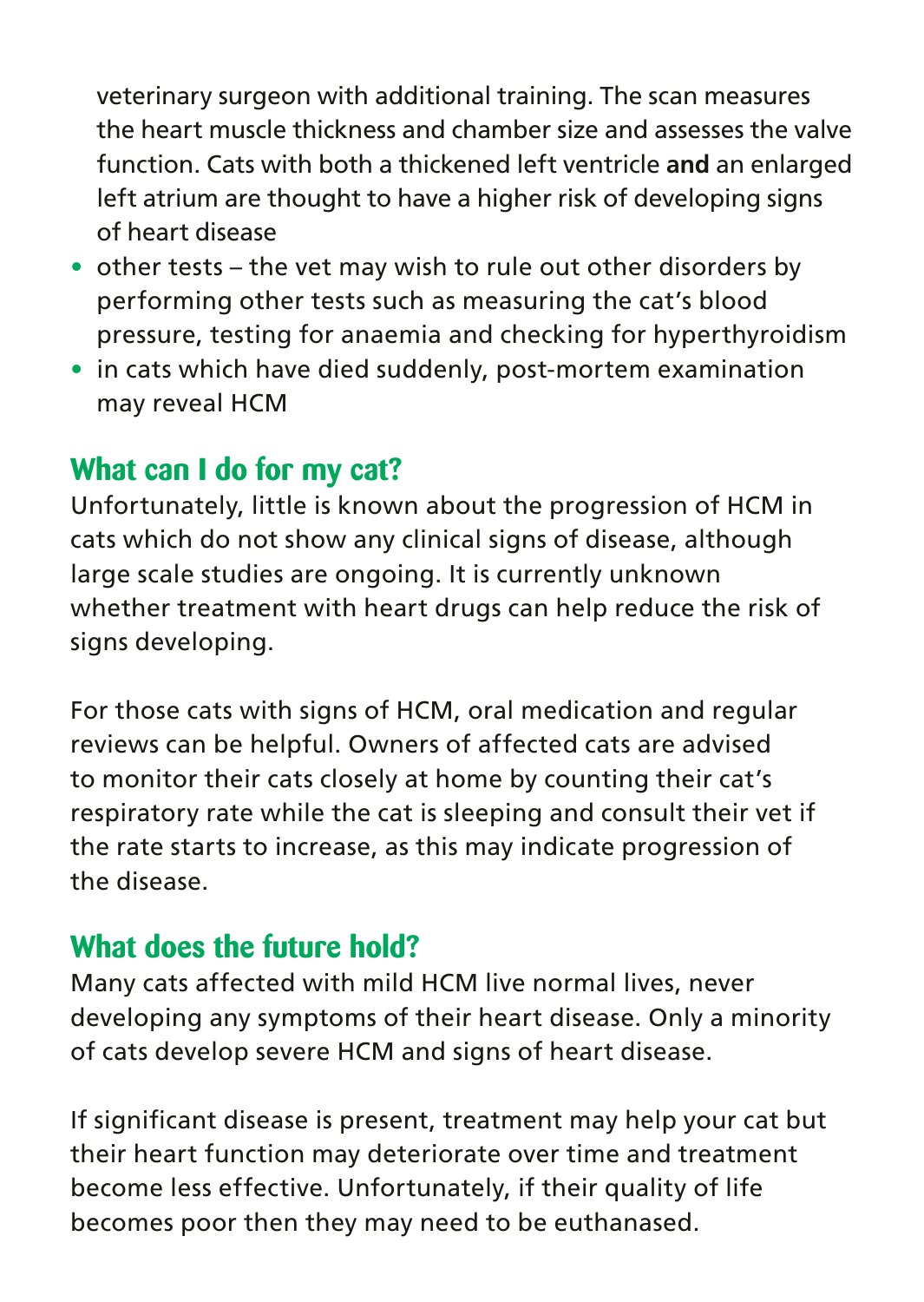veterinary surgeon with additional training. The scan measures the heart muscle thickness and chamber size and assesses the valve function. Cats with both a thickened left ventricle **and** an enlarged left atrium are thought to have a higher risk of developing signs of heart disease

- other tests – the vet may wish to rule out other disorders by performing other tests such as measuring the cat's blood pressure, testing for anaemia and checking for hyperthyroidism
- in cats which have died suddenly, post-mortem examination may reveal HCM

## What can I do for my cat?

Unfortunately, little is known about the progression of HCM in cats which do not show any clinical signs of disease, although large scale studies are ongoing. It is currently unknown whether treatment with heart drugs can help reduce the risk of signs developing.

For those cats with signs of HCM, oral medication and regular reviews can be helpful. Owners of affected cats are advised to monitor their cats closely at home by counting their cat's respiratory rate while the cat is sleeping and consult their vet if the rate starts to increase, as this may indicate progression of the disease.

## What does the future hold?

Many cats affected with mild HCM live normal lives, never developing any symptoms of their heart disease. Only a minority of cats develop severe HCM and signs of heart disease.

If significant disease is present, treatment may help your cat but their heart function may deteriorate over time and treatment become less effective. Unfortunately, if their quality of life becomes poor then they may need to be euthanased.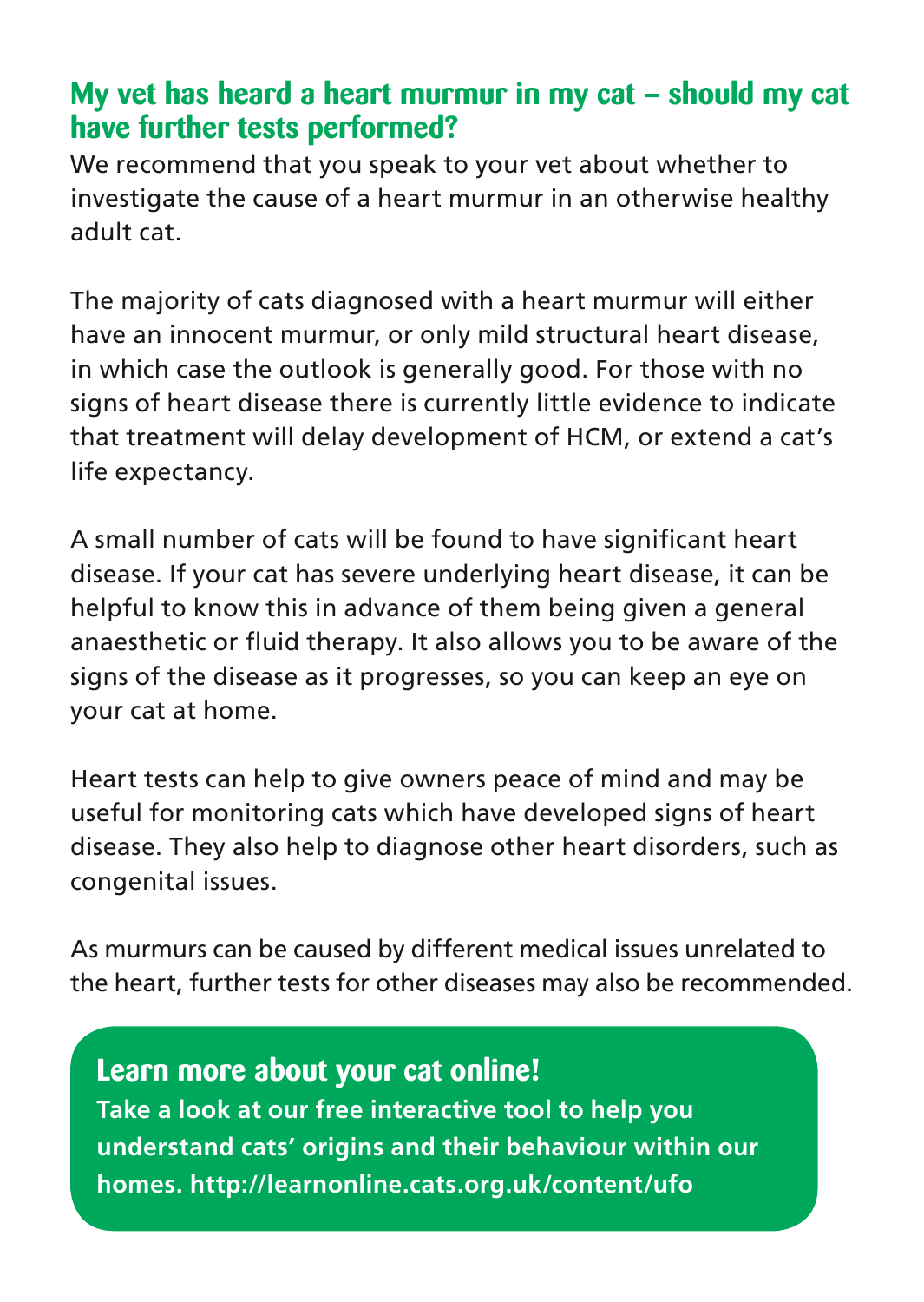## My vet has heard a heart murmur in my cat – should my cat have further tests performed?

We recommend that you speak to your vet about whether to investigate the cause of a heart murmur in an otherwise healthy adult cat.

The majority of cats diagnosed with a heart murmur will either have an innocent murmur, or only mild structural heart disease, in which case the outlook is generally good. For those with no signs of heart disease there is currently little evidence to indicate that treatment will delay development of HCM, or extend a cat's life expectancy.

A small number of cats will be found to have significant heart disease. If your cat has severe underlying heart disease, it can be helpful to know this in advance of them being given a general anaesthetic or fluid therapy. It also allows you to be aware of the signs of the disease as it progresses, so you can keep an eye on your cat at home.

Heart tests can help to give owners peace of mind and may be useful for monitoring cats which have developed signs of heart disease. They also help to diagnose other heart disorders, such as congenital issues.

As murmurs can be caused by different medical issues unrelated to the heart, further tests for other diseases may also be recommended.

### Learn more about your cat online!

**Take a look at our free interactive tool to help you understand cats' origins and their behaviour within our homes. http://learnonline.cats.org.uk/content/ufo**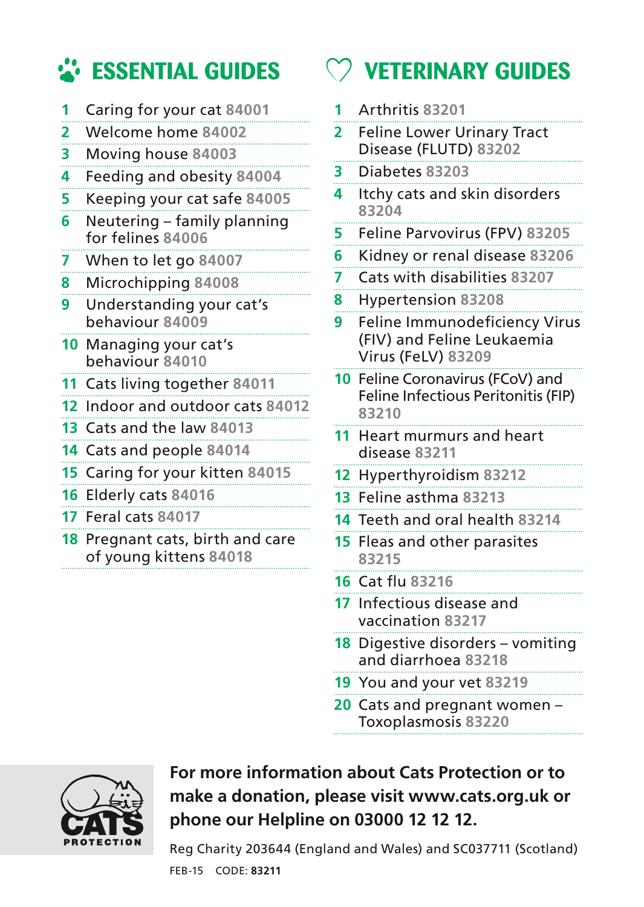## ESSENTIAL GUIDES

1. Caring for your cat 84001
2. Welcome home 84002
3. Moving house 84003
4. Feeding and obesity 84004
5. Keeping your cat safe 84005
6. Neutering – family planning for felines 84006
7. When to let go 84007
8. Microchipping 84008
9. Understanding your cat's behaviour 84009
10. Managing your cat's behaviour 84010
11. Cats living together 84011
12. Indoor and outdoor cats 84012
13. Cats and the law 84013
14. Cats and people 84014
15. Caring for your kitten 84015
16. Elderly cats 84016
17. Feral cats 84017
18. Pregnant cats, birth and care of young kittens 84018

## VETERINARY GUIDES

1. Arthritis 83201
2. Feline Lower Urinary Tract Disease (FLUTD) 83202
3. Diabetes 83203
4. Itchy cats and skin disorders 83204
5. Feline Parvovirus (FPV) 83205
6. Kidney or renal disease 83206
7. Cats with disabilities 83207
8. Hypertension 83208
9. Feline Immunodeficiency Virus (FIV) and Feline Leukaemia Virus (FeLV) 83209
10. Feline Coronavirus (FCoV) and Feline Infectious Peritonitis (FIP) 83210
11. Heart murmurs and heart disease 83211
12. Hyperthyroidism 83212
13. Feline asthma 83213
14. Teeth and oral health 83214
15. Fleas and other parasites 83215
16. Cat flu 83216
17. Infectious disease and vaccination 83217
18. Digestive disorders – vomiting and diarrhoea 83218
19. You and your vet 83219
20. Cats and pregnant women – Toxoplasmosis 83220

CATS PROTECTION

**For more information about Cats Protection or to make a donation, please visit www.cats.org.uk or phone our Helpline on 03000 12 12 12.**

Reg Charity 203644 (England and Wales) and SC037711 (Scotland)

FEB-15 CODE: **83211**